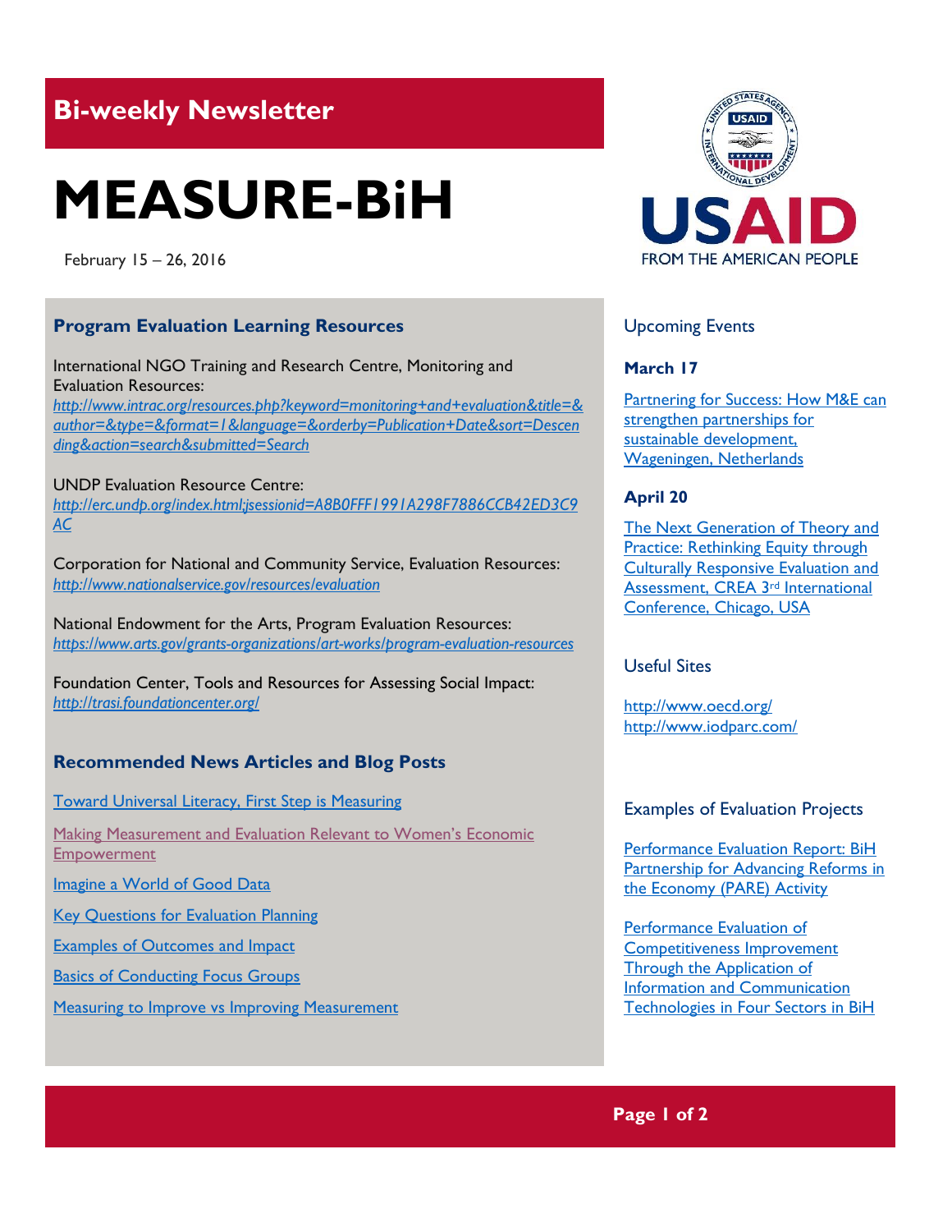## Bi-weekly Newsletter

# MEASURE-BiH

February 15 – 26, 2016

### Program Evaluation Learning Resources

International NGO Training and Research Centre, Monitoring and Evaluation Resources:
*http://www.intrac.org/resources.php?keyword=monitoring+and+evaluation&title=&author=&type=&format=1&language=&orderby=Publication+Date&sort=Descending&action=search&submitted=Search*

UNDP Evaluation Resource Centre:
*http://erc.undp.org/index.html;jsessionid=A8B0FFF1991A298F7886CCB42ED3C9AC*

Corporation for National and Community Service, Evaluation Resources:
*http://www.nationalservice.gov/resources/evaluation*

National Endowment for the Arts, Program Evaluation Resources:
*https://www.arts.gov/grants-organizations/art-works/program-evaluation-resources*

Foundation Center, Tools and Resources for Assessing Social Impact:
*http://trasi.foundationcenter.org/*

### Recommended News Articles and Blog Posts

Toward Universal Literacy, First Step is Measuring

Making Measurement and Evaluation Relevant to Women's Economic Empowerment

Imagine a World of Good Data

Key Questions for Evaluation Planning

Examples of Outcomes and Impact

Basics of Conducting Focus Groups

Measuring to Improve vs Improving Measurement

### Upcoming Events

**March 17**

Partnering for Success: How M&E can strengthen partnerships for sustainable development, Wageningen, Netherlands

**April 20**

The Next Generation of Theory and Practice: Rethinking Equity through Culturally Responsive Evaluation and Assessment, CREA 3rd International Conference, Chicago, USA

### Useful Sites

http://www.oecd.org/
http://www.iodparc.com/

### Examples of Evaluation Projects

Performance Evaluation Report: BiH Partnership for Advancing Reforms in the Economy (PARE) Activity

Performance Evaluation of Competitiveness Improvement Through the Application of Information and Communication Technologies in Four Sectors in BiH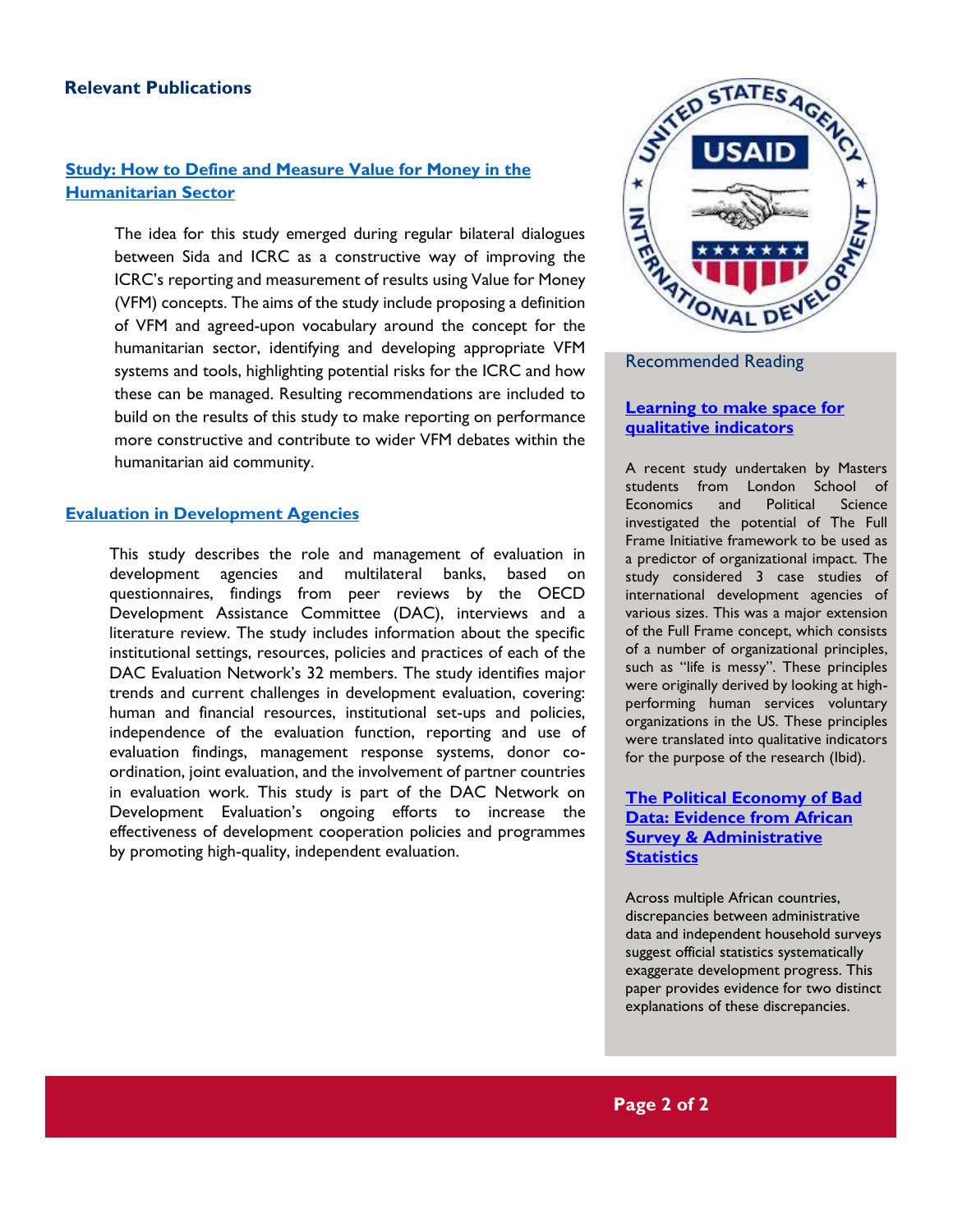## Relevant Publications

### Study: How to Define and Measure Value for Money in the Humanitarian Sector

The idea for this study emerged during regular bilateral dialogues between Sida and ICRC as a constructive way of improving the ICRC's reporting and measurement of results using Value for Money (VFM) concepts. The aims of the study include proposing a definition of VFM and agreed-upon vocabulary around the concept for the humanitarian sector, identifying and developing appropriate VFM systems and tools, highlighting potential risks for the ICRC and how these can be managed. Resulting recommendations are included to build on the results of this study to make reporting on performance more constructive and contribute to wider VFM debates within the humanitarian aid community.

### Evaluation in Development Agencies

This study describes the role and management of evaluation in development agencies and multilateral banks, based on questionnaires, findings from peer reviews by the OECD Development Assistance Committee (DAC), interviews and a literature review. The study includes information about the specific institutional settings, resources, policies and practices of each of the DAC Evaluation Network's 32 members. The study identifies major trends and current challenges in development evaluation, covering: human and financial resources, institutional set-ups and policies, independence of the evaluation function, reporting and use of evaluation findings, management response systems, donor co-ordination, joint evaluation, and the involvement of partner countries in evaluation work. This study is part of the DAC Network on Development Evaluation's ongoing efforts to increase the effectiveness of development cooperation policies and programmes by promoting high-quality, independent evaluation.

## Recommended Reading

### Learning to make space for qualitative indicators

A recent study undertaken by Masters students from London School of Economics and Political Science investigated the potential of The Full Frame Initiative framework to be used as a predictor of organizational impact. The study considered 3 case studies of international development agencies of various sizes. This was a major extension of the Full Frame concept, which consists of a number of organizational principles, such as "life is messy". These principles were originally derived by looking at high-performing human services voluntary organizations in the US. These principles were translated into qualitative indicators for the purpose of the research (Ibid).

### The Political Economy of Bad Data: Evidence from African Survey & Administrative Statistics

Across multiple African countries, discrepancies between administrative data and independent household surveys suggest official statistics systematically exaggerate development progress. This paper provides evidence for two distinct explanations of these discrepancies.